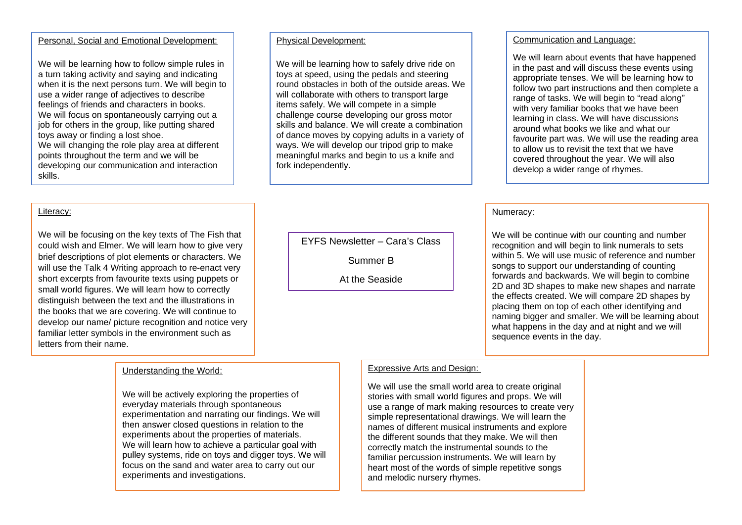# EYFS Newsletter – Cara's Class

Summer B

At the Seaside

## Personal, Social and Emotional Development:

We will be learning how to follow simple rules in a turn taking activity and saying and indicating when it is the next persons turn. We will begin to use a wider range of adjectives to describe feelings of friends and characters in books. We will focus on spontaneously carrying out a job for others in the group, like putting shared toys away or finding a lost shoe.
We will changing the role play area at different points throughout the term and we will be developing our communication and interaction skills.

## Physical Development:

We will be learning how to safely drive ride on toys at speed, using the pedals and steering round obstacles in both of the outside areas. We will collaborate with others to transport large items safely. We will compete in a simple challenge course developing our gross motor skills and balance. We will create a combination of dance moves by copying adults in a variety of ways. We will develop our tripod grip to make meaningful marks and begin to us a knife and fork independently.

## Communication and Language:

We will learn about events that have happened in the past and will discuss these events using appropriate tenses. We will be learning how to follow two part instructions and then complete a range of tasks. We will begin to "read along" with very familiar books that we have been learning in class. We will have discussions around what books we like and what our favourite part was. We will use the reading area to allow us to revisit the text that we have covered throughout the year. We will also develop a wider range of rhymes.

## Literacy:

We will be focusing on the key texts of The Fish that could wish and Elmer. We will learn how to give very brief descriptions of plot elements or characters. We will use the Talk 4 Writing approach to re-enact very short excerpts from favourite texts using puppets or small world figures. We will learn how to correctly distinguish between the text and the illustrations in the books that we are covering. We will continue to develop our name/ picture recognition and notice very familiar letter symbols in the environment such as letters from their name.

## Numeracy:

We will be continue with our counting and number recognition and will begin to link numerals to sets within 5. We will use music of reference and number songs to support our understanding of counting forwards and backwards. We will begin to combine 2D and 3D shapes to make new shapes and narrate the effects created. We will compare 2D shapes by placing them on top of each other identifying and naming bigger and smaller. We will be learning about what happens in the day and at night and we will sequence events in the day.

## Understanding the World:

We will be actively exploring the properties of everyday materials through spontaneous experimentation and narrating our findings. We will then answer closed questions in relation to the experiments about the properties of materials.
We will learn how to the achieve a particular goal with pulley systems, ride on toys and digger toys. We will focus on the sand and water area to carry out our experiments and investigations.

## Expressive Arts and Design:

We will use the small world area to create original stories with small world figures and props. We will use a range of mark making resources to create very simple representational drawings. We will learn the names of different musical instruments and explore the different sounds that they make. We will then correctly match the instrumental sounds to the familiar percussion instruments. We will learn by heart most of the words of simple repetitive songs and melodic nursery rhymes.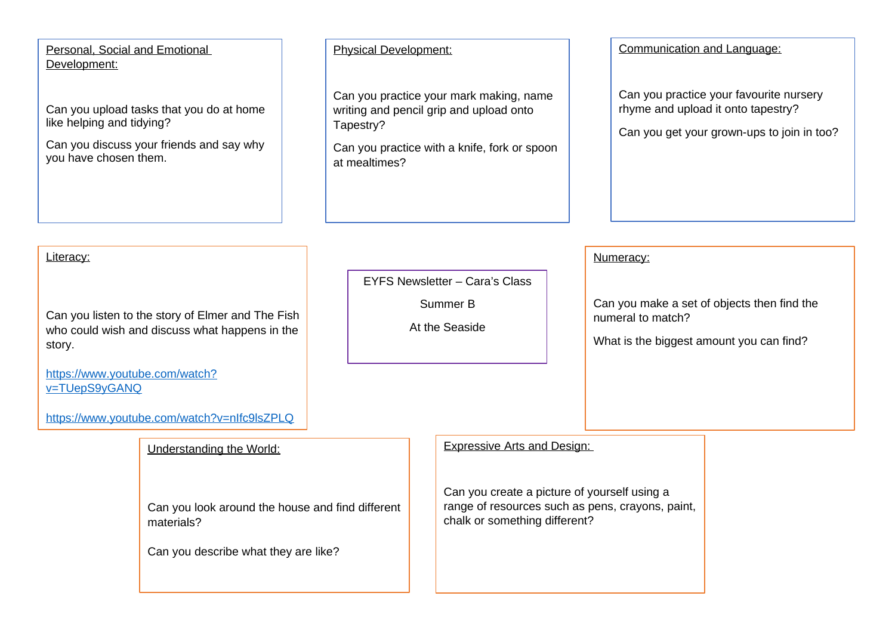# EYFS Newsletter – Cara's Class

Summer B

At the Seaside

## Personal, Social and Emotional Development:

Can you upload tasks that you do at home like helping and tidying?

Can you discuss your friends and say why you have chosen them.

## Physical Development:

Can you practice your mark making, name writing and pencil grip and upload onto Tapestry?

Can you practice with a knife, fork or spoon at mealtimes?

## Communication and Language:

Can you practice your favourite nursery rhyme and upload it onto tapestry?

Can you get your grown-ups to join in too?

## Literacy:

Can you listen to the story of Elmer and The Fish who could wish and discuss what happens in the story.

https://www.youtube.com/watch?v=TUepS9yGANQ

https://www.youtube.com/watch?v=nIfc9lsZPLQ

## Numeracy:

Can you make a set of objects then find the numeral to match?

What is the biggest amount you can find?

## Understanding the World:

Can you look around the house and find different materials?

Can you describe what they are like?

## Expressive Arts and Design:

Can you create a picture of yourself using a range of resources such as pens, crayons, paint, chalk or something different?